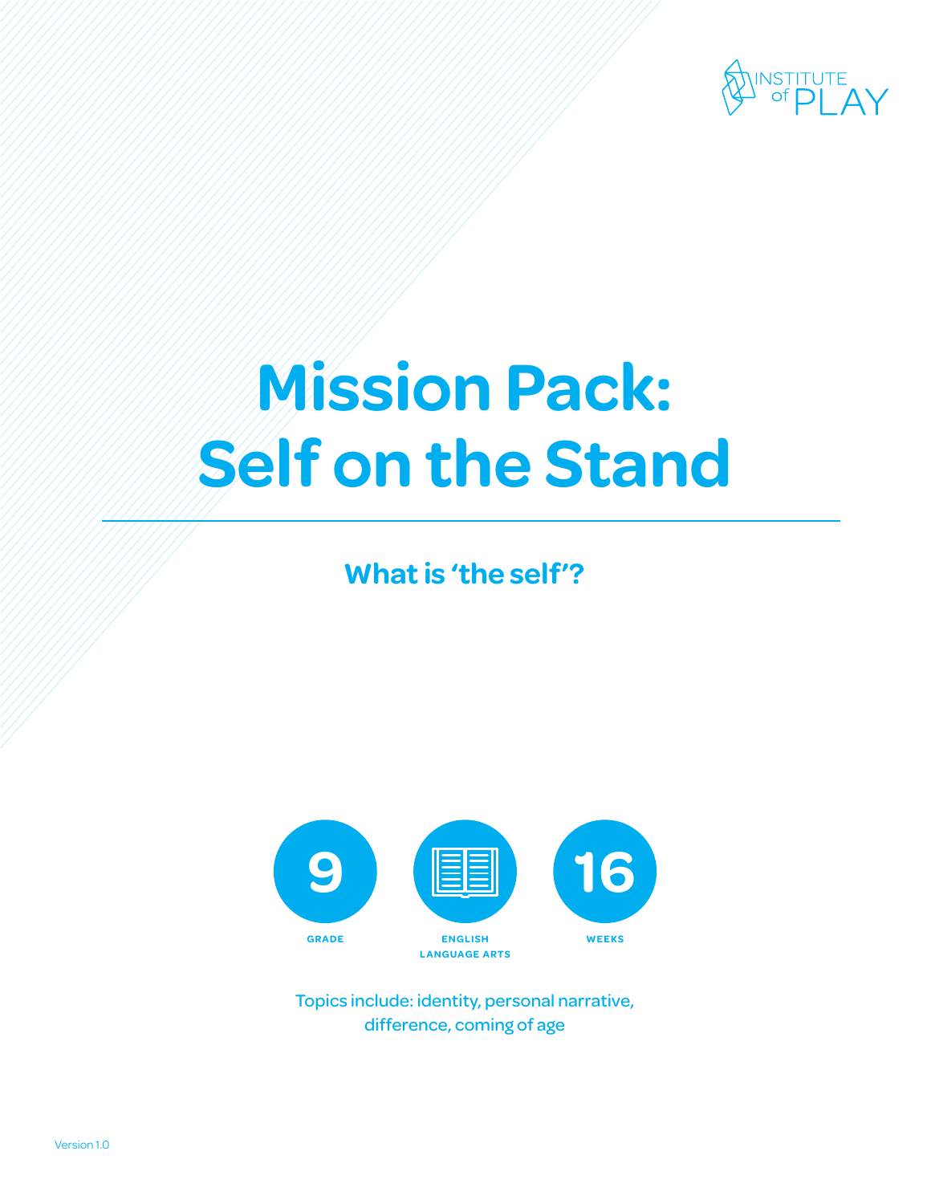INSTITUTE of PLAY

# Mission Pack: Self on the Stand

## What is 'the self'?

9
GRADE

ENGLISH LANGUAGE ARTS

16
WEEKS

Topics include: identity, personal narrative, difference, coming of age

Version 1.0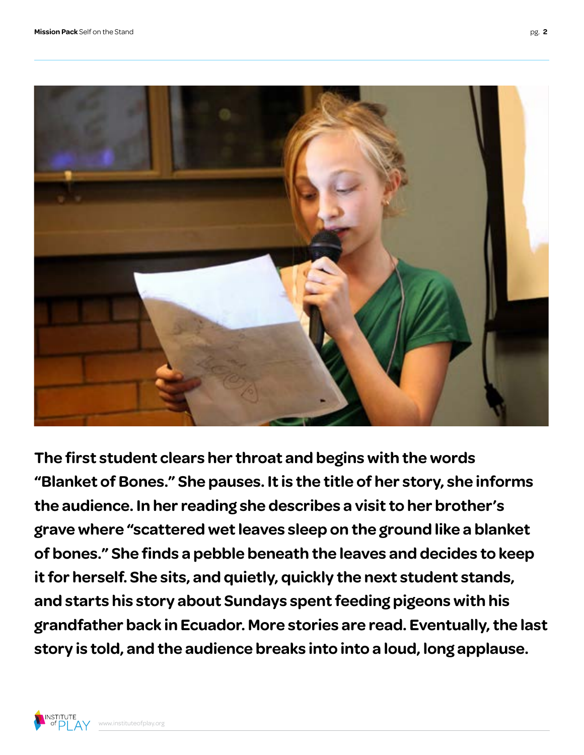**The first student clears her throat and begins with the words "Blanket of Bones." She pauses. It is the title of her story, she informs the audience. In her reading she describes a visit to her brother's grave where "scattered wet leaves sleep on the ground like a blanket of bones." She finds a pebble beneath the leaves and decides to keep it for herself. She sits, and quietly, quickly the next student stands, and starts his story about Sundays spent feeding pigeons with his grandfather back in Ecuador. More stories are read. Eventually, the last story is told, and the audience breaks into into a loud, long applause.**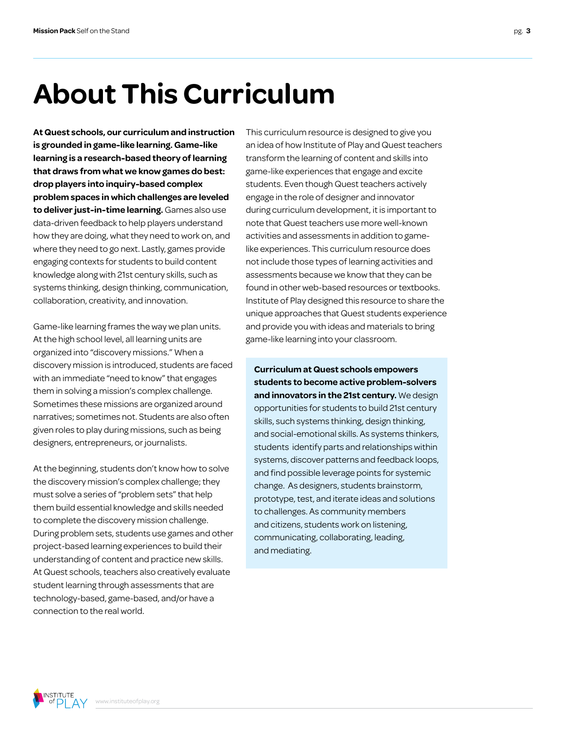# About This Curriculum

**At Quest schools, our curriculum and instruction is grounded in game-like learning. Game-like learning is a research-based theory of learning that draws from what we know games do best: drop players into inquiry-based complex problem spaces in which challenges are leveled to deliver just-in-time learning.** Games also use data-driven feedback to help players understand how they are doing, what they need to work on, and where they need to go next. Lastly, games provide engaging contexts for students to build content knowledge along with 21st century skills, such as systems thinking, design thinking, communication, collaboration, creativity, and innovation.

Game-like learning frames the way we plan units. At the high school level, all learning units are organized into "discovery missions." When a discovery mission is introduced, students are faced with an immediate "need to know" that engages them in solving a mission's complex challenge. Sometimes these missions are organized around narratives; sometimes not. Students are also often given roles to play during missions, such as being designers, entrepreneurs, or journalists.

At the beginning, students don't know how to solve the discovery mission's complex challenge; they must solve a series of "problem sets" that help them build essential knowledge and skills needed to complete the discovery mission challenge. During problem sets, students use games and other project-based learning experiences to build their understanding of content and practice new skills. At Quest schools, teachers also creatively evaluate student learning through assessments that are technology-based, game-based, and/or have a connection to the real world.

This curriculum resource is designed to give you an idea of how Institute of Play and Quest teachers transform the learning of content and skills into game-like experiences that engage and excite students. Even though Quest teachers actively engage in the role of designer and innovator during curriculum development, it is important to note that Quest teachers use more well-known activities and assessments in addition to game-like experiences. This curriculum resource does not include those types of learning activities and assessments because we know that they can be found in other web-based resources or textbooks. Institute of Play designed this resource to share the unique approaches that Quest students experience and provide you with ideas and materials to bring game-like learning into your classroom.

**Curriculum at Quest schools empowers students to become active problem-solvers and innovators in the 21st century.** We design opportunities for students to build 21st century skills, such systems thinking, design thinking, and social-emotional skills. As systems thinkers, students identify parts and relationships within systems, discover patterns and feedback loops, and find possible leverage points for systemic change. As designers, students brainstorm, prototype, test, and iterate ideas and solutions to challenges. As community members and citizens, students work on listening, communicating, collaborating, leading, and mediating.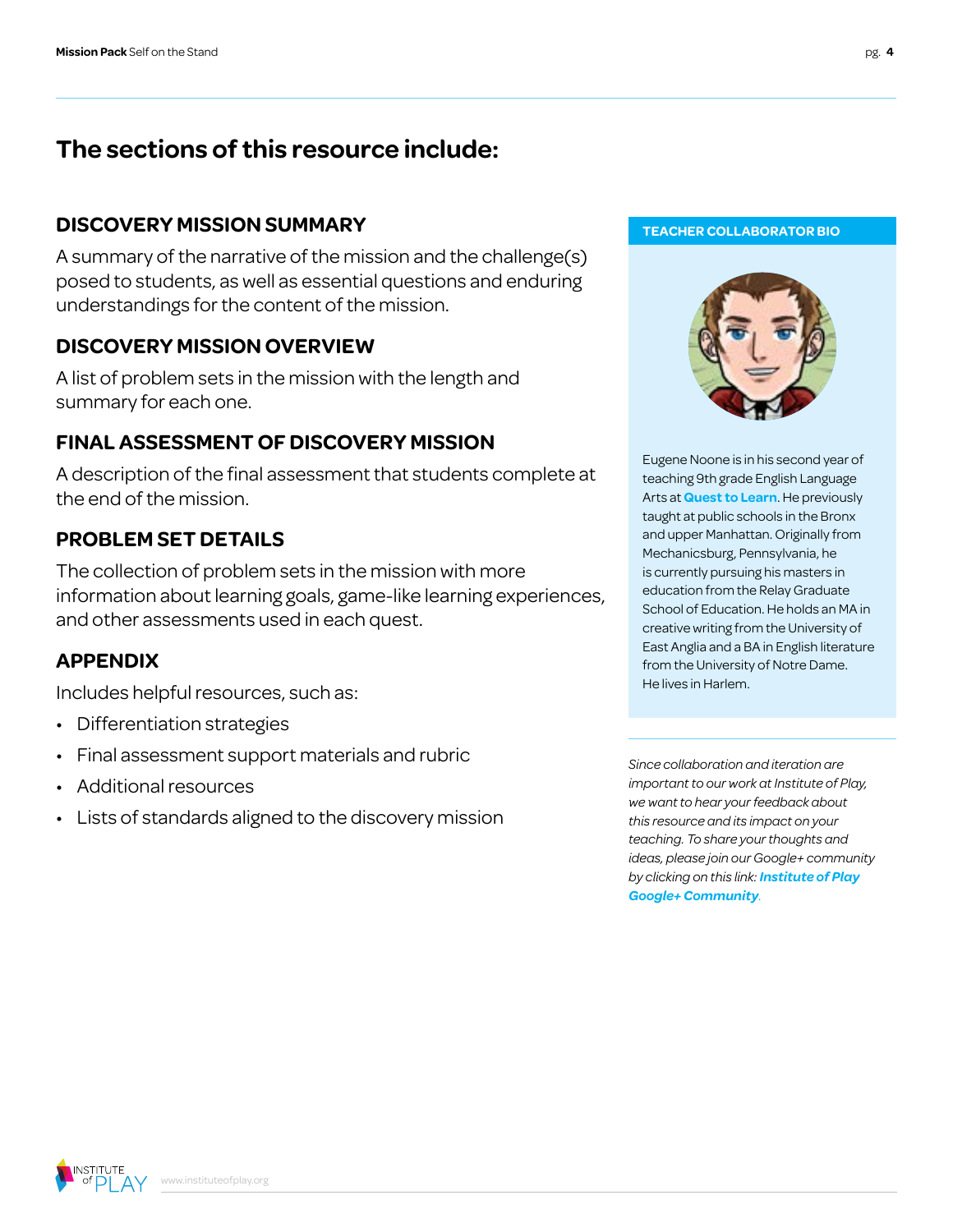# The sections of this resource include:

## DISCOVERY MISSION SUMMARY

A summary of the narrative of the mission and the challenge(s) posed to students, as well as essential questions and enduring understandings for the content of the mission.

## DISCOVERY MISSION OVERVIEW

A list of problem sets in the mission with the length and summary for each one.

## FINAL ASSESSMENT OF DISCOVERY MISSION

A description of the final assessment that students complete at the end of the mission.

## PROBLEM SET DETAILS

The collection of problem sets in the mission with more information about learning goals, game-like learning experiences, and other assessments used in each quest.

## APPENDIX

Includes helpful resources, such as:

- Differentiation strategies
- Final assessment support materials and rubric
- Additional resources
- Lists of standards aligned to the discovery mission

**TEACHER COLLABORATOR BIO**

Eugene Noone is in his second year of teaching 9th grade English Language Arts at **Quest to Learn**. He previously taught at public schools in the Bronx and upper Manhattan. Originally from Mechanicsburg, Pennsylvania, he is currently pursuing his masters in education from the Relay Graduate School of Education. He holds an MA in creative writing from the University of East Anglia and a BA in English literature from the University of Notre Dame. He lives in Harlem.

*Since collaboration and iteration are important to our work at Institute of Play, we want to hear your feedback about this resource and its impact on your teaching. To share your thoughts and ideas, please join our Google+ community by clicking on this link:* ***Institute of Play Google+ Community***.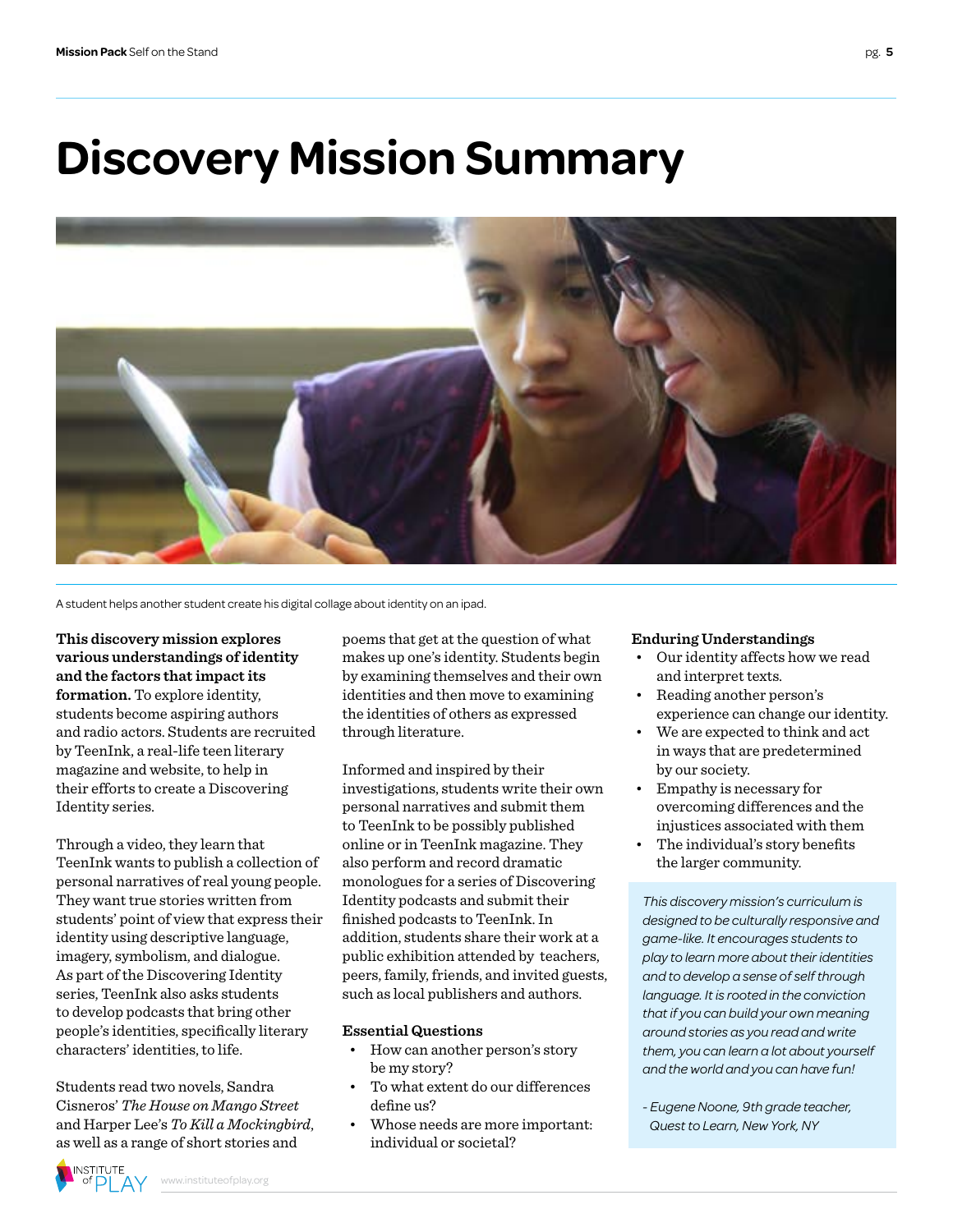# Discovery Mission Summary

A student helps another student create his digital collage about identity on an ipad.

**This discovery mission explores various understandings of identity and the factors that impact its formation.** To explore identity, students become aspiring authors and radio actors. Students are recruited by TeenInk, a real-life teen literary magazine and website, to help in their efforts to create a Discovering Identity series.

Through a video, they learn that TeenInk wants to publish a collection of personal narratives of real young people. They want true stories written from students' point of view that express their identity using descriptive language, imagery, symbolism, and dialogue. As part of the Discovering Identity series, TeenInk also asks students to develop podcasts that bring other people's identities, specifically literary characters' identities, to life.

Students read two novels, Sandra Cisneros' *The House on Mango Street* and Harper Lee's *To Kill a Mockingbird*, as well as a range of short stories and poems that get at the question of what makes up one's identity. Students begin by examining themselves and their own identities and then move to examining the identities of others as expressed through literature.

Informed and inspired by their investigations, students write their own personal narratives and submit them to TeenInk to be possibly published online or in TeenInk magazine. They also perform and record dramatic monologues for a series of Discovering Identity podcasts and submit their finished podcasts to TeenInk. In addition, students share their work at a public exhibition attended by teachers, peers, family, friends, and invited guests, such as local publishers and authors.

**Essential Questions**

- How can another person's story be my story?
- To what extent do our differences define us?
- Whose needs are more important: individual or societal?

**Enduring Understandings**

- Our identity affects how we read and interpret texts.
- Reading another person's experience can change our identity.
- We are expected to think and act in ways that are predetermined by our society.
- Empathy is necessary for overcoming differences and the injustices associated with them
- The individual's story benefits the larger community.

*This discovery mission's curriculum is designed to be culturally responsive and game-like. It encourages students to play to learn more about their identities and to develop a sense of self through language. It is rooted in the conviction that if you can build your own meaning around stories as you read and write them, you can learn a lot about yourself and the world and you can have fun!*

*- Eugene Noone, 9th grade teacher, Quest to Learn, New York, NY*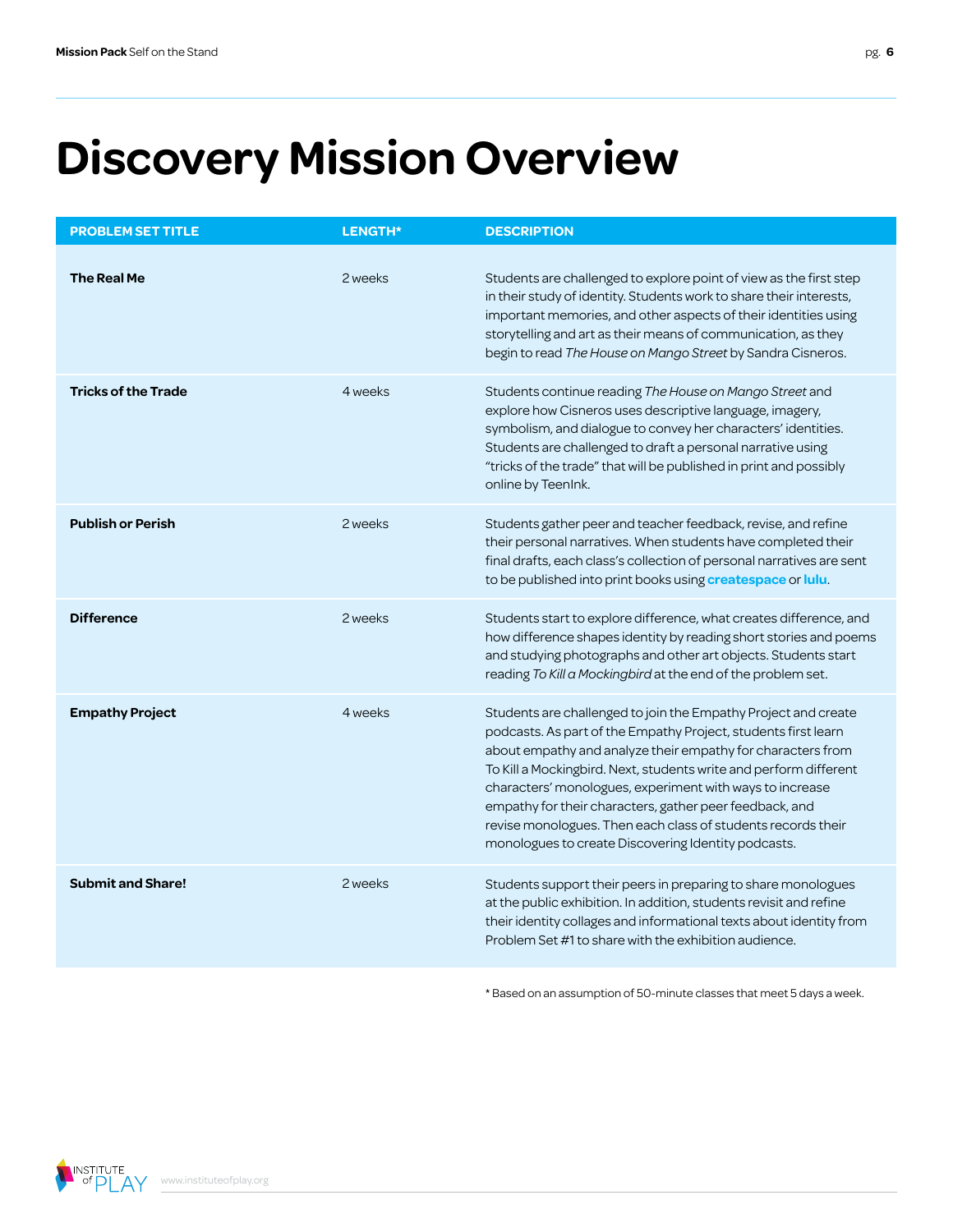# Discovery Mission Overview

| PROBLEM SET TITLE | LENGTH* | DESCRIPTION |
| --- | --- | --- |
| **The Real Me** | 2 weeks | Students are challenged to explore point of view as the first step in their study of identity. Students work to share their interests, important memories, and other aspects of their identities using storytelling and art as their means of communication, as they begin to read *The House on Mango Street* by Sandra Cisneros. |
| **Tricks of the Trade** | 4 weeks | Students continue reading *The House on Mango Street* and explore how Cisneros uses descriptive language, imagery, symbolism, and dialogue to convey her characters' identities. Students are challenged to draft a personal narrative using "tricks of the trade" that will be published in print and possibly online by TeenInk. |
| **Publish or Perish** | 2 weeks | Students gather peer and teacher feedback, revise, and refine their personal narratives. When students have completed their final drafts, each class's collection of personal narratives are sent to be published into print books using **createspace** or **lulu**. |
| **Difference** | 2 weeks | Students start to explore difference, what creates difference, and how difference shapes identity by reading short stories and poems and studying photographs and other art objects. Students start reading *To Kill a Mockingbird* at the end of the problem set. |
| **Empathy Project** | 4 weeks | Students are challenged to join the Empathy Project and create podcasts. As part of the Empathy Project, students first learn about empathy and analyze their empathy for characters from To Kill a Mockingbird. Next, students write and perform different characters' monologues, experiment with ways to increase empathy for their characters, gather peer feedback, and revise monologues. Then each class of students records their monologues to create Discovering Identity podcasts. |
| **Submit and Share!** | 2 weeks | Students support their peers in preparing to share monologues at the public exhibition. In addition, students revisit and refine their identity collages and informational texts about identity from Problem Set #1 to share with the exhibition audience. |

* Based on an assumption of 50-minute classes that meet 5 days a week.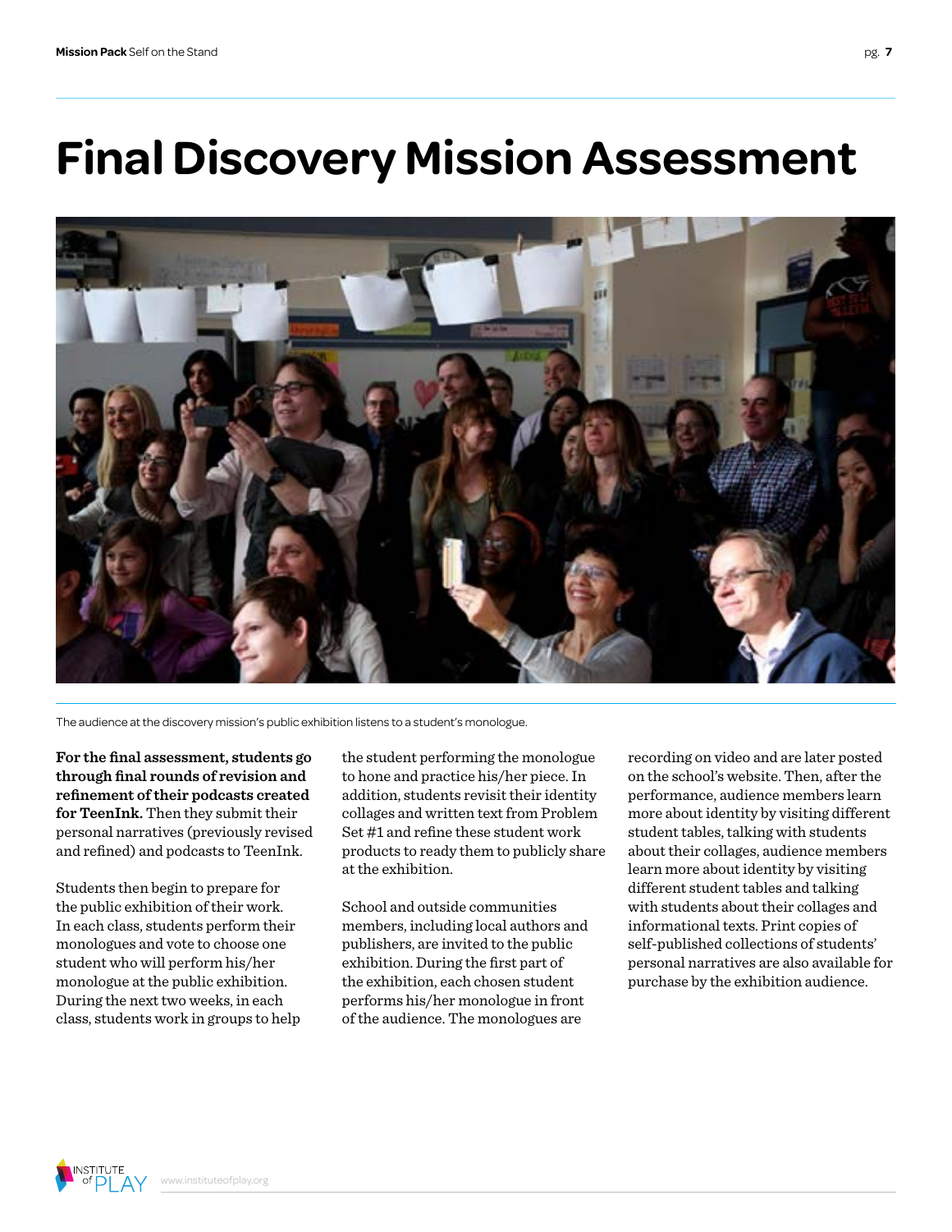# Final Discovery Mission Assessment

The audience at the discovery mission's public exhibition listens to a student's monologue.

**For the final assessment, students go through final rounds of revision and refinement of their podcasts created for TeenInk.** Then they submit their personal narratives (previously revised and refined) and podcasts to TeenInk.

Students then begin to prepare for the public exhibition of their work. In each class, students perform their monologues and vote to choose one student who will perform his/her monologue at the public exhibition. During the next two weeks, in each class, students work in groups to help the student performing the monologue to hone and practice his/her piece. In addition, students revisit their identity collages and written text from Problem Set #1 and refine these student work products to ready them to publicly share at the exhibition.

School and outside communities members, including local authors and publishers, are invited to the public exhibition. During the first part of the exhibition, each chosen student performs his/her monologue in front of the audience. The monologues are recording on video and are later posted on the school's website. Then, after the performance, audience members learn more about identity by visiting different student tables, talking with students about their collages, audience members learn more about identity by visiting different student tables and talking with students about their collages and informational texts. Print copies of self-published collections of students' personal narratives are also available for purchase by the exhibition audience.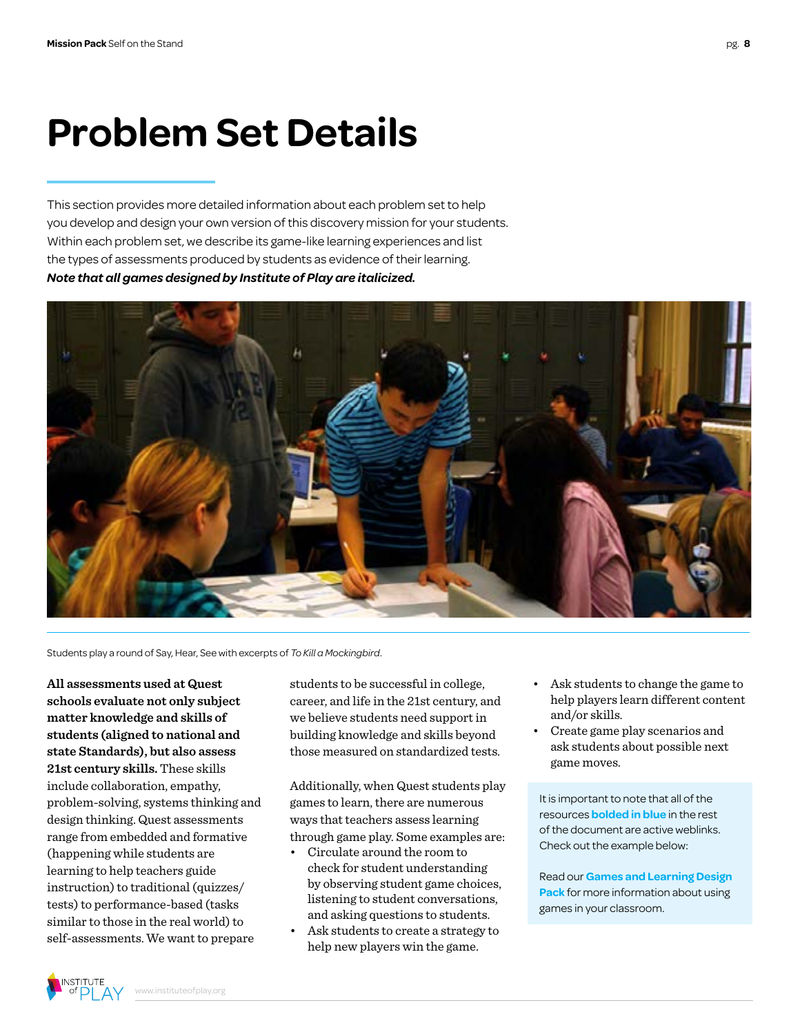# Problem Set Details

This section provides more detailed information about each problem set to help you develop and design your own version of this discovery mission for your students. Within each problem set, we describe its game-like learning experiences and list the types of assessments produced by students as evidence of their learning. ***Note that all games designed by Institute of Play are italicized.***

Students play a round of Say, Hear, See with excerpts of *To Kill a Mockingbird*.

**All assessments used at Quest schools evaluate not only subject matter knowledge and skills of students (aligned to national and state Standards), but also assess 21st century skills.** These skills include collaboration, empathy, problem-solving, systems thinking and design thinking. Quest assessments range from embedded and formative (happening while students are learning to help teachers guide instruction) to traditional (quizzes/tests) to performance-based (tasks similar to those in the real world) to self-assessments. We want to prepare students to be successful in college, career, and life in the 21st century, and we believe students need support in building knowledge and skills beyond those measured on standardized tests.

Additionally, when Quest students play games to learn, there are numerous ways that teachers assess learning through game play. Some examples are:

- Circulate around the room to check for student understanding by observing student game choices, listening to student conversations, and asking questions to students.
- Ask students to create a strategy to help new players win the game.
- Ask students to change the game to help players learn different content and/or skills.
- Create game play scenarios and ask students about possible next game moves.

It is important to note that all of the resources **bolded in blue** in the rest of the document are active weblinks. Check out the example below:

Read our **Games and Learning Design Pack** for more information about using games in your classroom.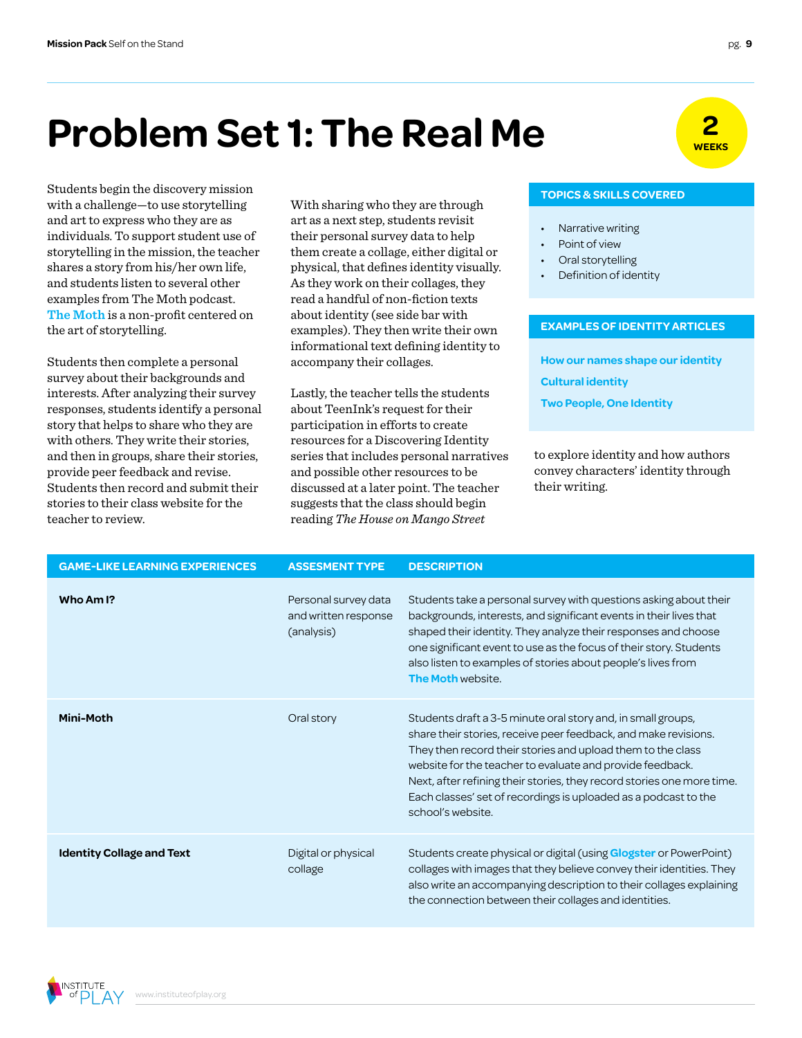# Problem Set 1: The Real Me

**2 WEEKS**

Students begin the discovery mission with a challenge—to use storytelling and art to express who they are as individuals. To support student use of storytelling in the mission, the teacher shares a story from his/her own life, and students listen to several other examples from The Moth podcast. The Moth is a non-profit centered on the art of storytelling.

Students then complete a personal survey about their backgrounds and interests. After analyzing their survey responses, students identify a personal story that helps to share who they are with others. They write their stories, and then in groups, share their stories, provide peer feedback and revise. Students then record and submit their stories to their class website for the teacher to review.

With sharing who they are through art as a next step, students revisit their personal survey data to help them create a collage, either digital or physical, that defines identity visually. As they work on their collages, they read a handful of non-fiction texts about identity (see side bar with examples). They then write their own informational text defining identity to accompany their collages.

Lastly, the teacher tells the students about TeenInk's request for their participation in efforts to create resources for a Discovering Identity series that includes personal narratives and possible other resources to be discussed at a later point. The teacher suggests that the class should begin reading *The House on Mango Street* to explore identity and how authors convey characters' identity through their writing.

**TOPICS & SKILLS COVERED**

- Narrative writing
- Point of view
- Oral storytelling
- Definition of identity

**EXAMPLES OF IDENTITY ARTICLES**

- How our names shape our identity
- Cultural identity
- Two People, One Identity

| GAME-LIKE LEARNING EXPERIENCES | ASSESMENT TYPE | DESCRIPTION |
|---|---|---|
| **Who Am I?** | Personal survey data and written response (analysis) | Students take a personal survey with questions asking about their backgrounds, interests, and significant events in their lives that shaped their identity. They analyze their responses and choose one significant event to use as the focus of their story. Students also listen to examples of stories about people's lives from The Moth website. |
| **Mini-Moth** | Oral story | Students draft a 3-5 minute oral story and, in small groups, share their stories, receive peer feedback, and make revisions. They then record their stories and upload them to the class website for the teacher to evaluate and provide feedback. Next, after refining their stories, they record stories one more time. Each classes' set of recordings is uploaded as a podcast to the school's website. |
| **Identity Collage and Text** | Digital or physical collage | Students create physical or digital (using Glogster or PowerPoint) collages with images that they believe convey their identities. They also write an accompanying description to their collages explaining the connection between their collages and identities. |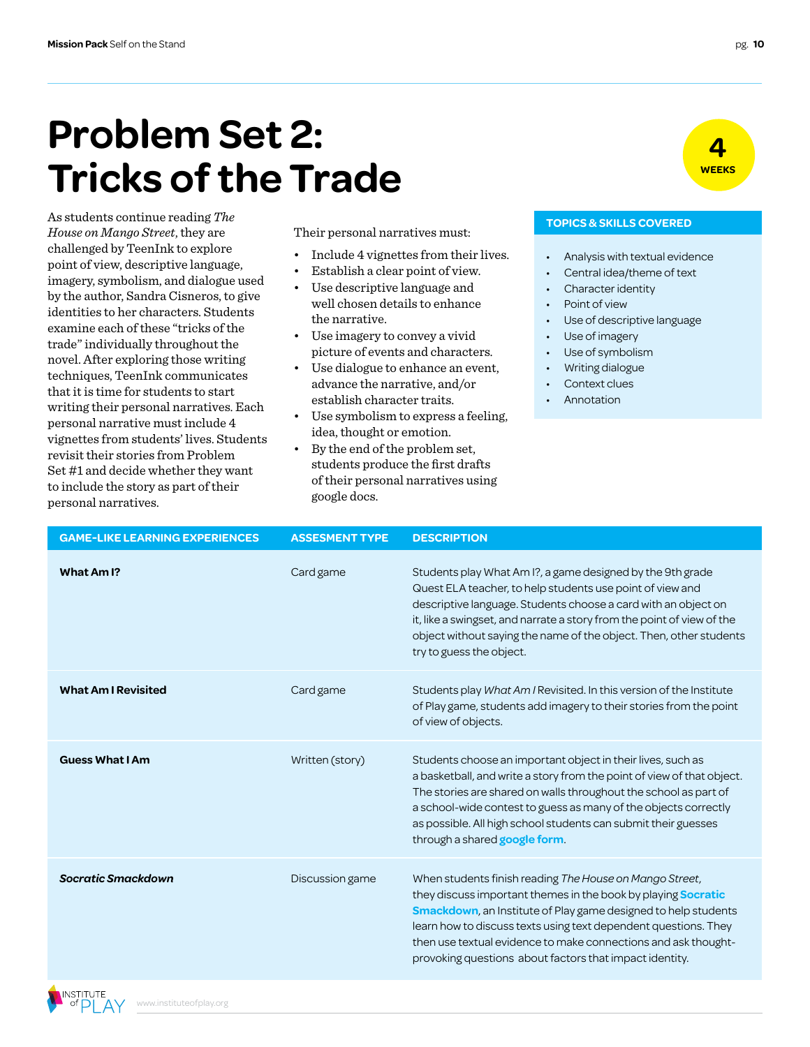# Problem Set 2: Tricks of the Trade

**4 WEEKS**

As students continue reading *The House on Mango Street*, they are challenged by TeenInk to explore point of view, descriptive language, imagery, symbolism, and dialogue used by the author, Sandra Cisneros, to give identities to her characters. Students examine each of these "tricks of the trade" individually throughout the novel. After exploring those writing techniques, TeenInk communicates that it is time for students to start writing their personal narratives. Each personal narrative must include 4 vignettes from students' lives. Students revisit their stories from Problem Set #1 and decide whether they want to include the story as part of their personal narratives.

Their personal narratives must:

- Include 4 vignettes from their lives.
- Establish a clear point of view.
- Use descriptive language and well chosen details to enhance the narrative.
- Use imagery to convey a vivid picture of events and characters.
- Use dialogue to enhance an event, advance the narrative, and/or establish character traits.
- Use symbolism to express a feeling, idea, thought or emotion.
- By the end of the problem set, students produce the first drafts of their personal narratives using google docs.

**TOPICS & SKILLS COVERED**

- Analysis with textual evidence
- Central idea/theme of text
- Character identity
- Point of view
- Use of descriptive language
- Use of imagery
- Use of symbolism
- Writing dialogue
- Context clues
- Annotation

| GAME-LIKE LEARNING EXPERIENCES | ASSESMENT TYPE | DESCRIPTION |
|---|---|---|
| **What Am I?** | Card game | Students play What Am I?, a game designed by the 9th grade Quest ELA teacher, to help students use point of view and descriptive language. Students choose a card with an object on it, like a swingset, and narrate a story from the point of view of the object without saying the name of the object. Then, other students try to guess the object. |
| **What Am I Revisited** | Card game | Students play *What Am I* Revisited. In this version of the Institute of Play game, students add imagery to their stories from the point of view of objects. |
| **Guess What I Am** | Written (story) | Students choose an important object in their lives, such as a basketball, and write a story from the point of view of that object. The stories are shared on walls throughout the school as part of a school-wide contest to guess as many of the objects correctly as possible. All high school students can submit their guesses through a shared **google form**. |
| ***Socratic Smackdown*** | Discussion game | When students finish reading *The House on Mango Street*, they discuss important themes in the book by playing **Socratic Smackdown**, an Institute of Play game designed to help students learn how to discuss texts using text dependent questions. They then use textual evidence to make connections and ask thought-provoking questions about factors that impact identity. |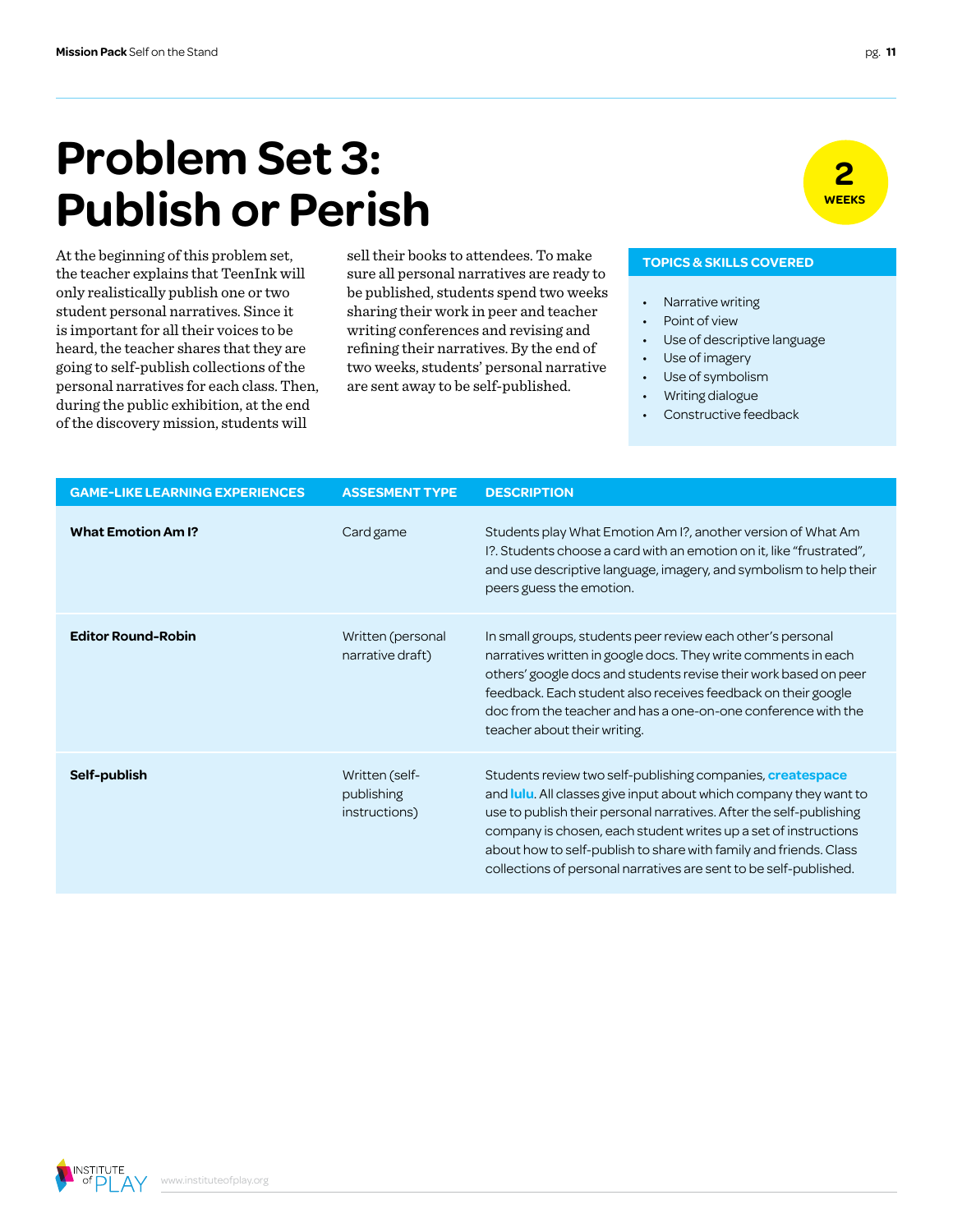# Problem Set 3: Publish or Perish

**2 WEEKS**

At the beginning of this problem set, the teacher explains that TeenInk will only realistically publish one or two student personal narratives. Since it is important for all their voices to be heard, the teacher shares that they are going to self-publish collections of the personal narratives for each class. Then, during the public exhibition, at the end of the discovery mission, students will sell their books to attendees. To make sure all personal narratives are ready to be published, students spend two weeks sharing their work in peer and teacher writing conferences and revising and refining their narratives. By the end of two weeks, students' personal narrative are sent away to be self-published.

**TOPICS & SKILLS COVERED**

- Narrative writing
- Point of view
- Use of descriptive language
- Use of imagery
- Use of symbolism
- Writing dialogue
- Constructive feedback

| GAME-LIKE LEARNING EXPERIENCES | ASSESMENT TYPE | DESCRIPTION |
|---|---|---|
| **What Emotion Am I?** | Card game | Students play What Emotion Am I?, another version of What Am I?. Students choose a card with an emotion on it, like "frustrated", and use descriptive language, imagery, and symbolism to help their peers guess the emotion. |
| **Editor Round-Robin** | Written (personal narrative draft) | In small groups, students peer review each other's personal narratives written in google docs. They write comments in each others' google docs and students revise their work based on peer feedback. Each student also receives feedback on their google doc from the teacher and has a one-on-one conference with the teacher about their writing. |
| **Self-publish** | Written (self-publishing instructions) | Students review two self-publishing companies, **createspace** and **lulu**. All classes give input about which company they want to use to publish their personal narratives. After the self-publishing company is chosen, each student writes up a set of instructions about how to self-publish to share with family and friends. Class collections of personal narratives are sent to be self-published. |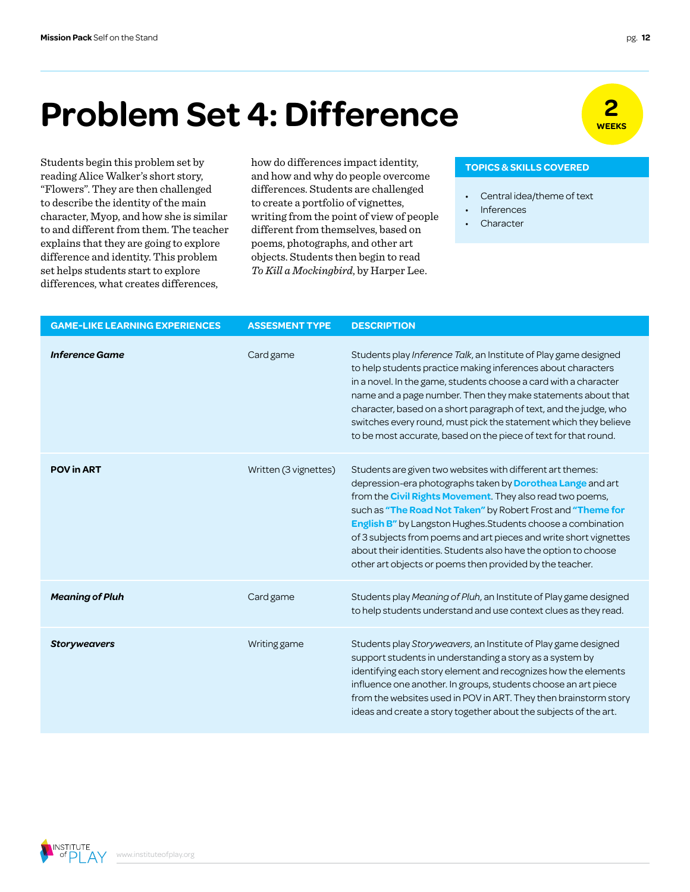# Problem Set 4: Difference

**2 WEEKS**

Students begin this problem set by reading Alice Walker's short story, "Flowers". They are then challenged to describe the identity of the main character, Myop, and how she is similar to and different from them. The teacher explains that they are going to explore difference and identity. This problem set helps students start to explore differences, what creates differences, how do differences impact identity, and how and why do people overcome differences. Students are challenged to create a portfolio of vignettes, writing from the point of view of people different from themselves, based on poems, photographs, and other art objects. Students then begin to read *To Kill a Mockingbird*, by Harper Lee.

**TOPICS & SKILLS COVERED**

- Central idea/theme of text
- Inferences
- Character

| GAME-LIKE LEARNING EXPERIENCES | ASSESMENT TYPE | DESCRIPTION |
|---|---|---|
| ***Inference Game*** | Card game | Students play *Inference Talk*, an Institute of Play game designed to help students practice making inferences about characters in a novel. In the game, students choose a card with a character name and a page number. Then they make statements about that character, based on a short paragraph of text, and the judge, who switches every round, must pick the statement which they believe to be most accurate, based on the piece of text for that round. |
| **POV in ART** | Written (3 vignettes) | Students are given two websites with different art themes: depression-era photographs taken by **Dorothea Lange** and art from the **Civil Rights Movement**. They also read two poems, such as **"The Road Not Taken"** by Robert Frost and **"Theme for English B"** by Langston Hughes.Students choose a combination of 3 subjects from poems and art pieces and write short vignettes about their identities. Students also have the option to choose other art objects or poems then provided by the teacher. |
| ***Meaning of Pluh*** | Card game | Students play *Meaning of Pluh*, an Institute of Play game designed to help students understand and use context clues as they read. |
| ***Storyweavers*** | Writing game | Students play *Storyweavers*, an Institute of Play game designed support students in understanding a story as a system by identifying each story element and recognizes how the elements influence one another. In groups, students choose an art piece from the websites used in POV in ART. They then brainstorm story ideas and create a story together about the subjects of the art. |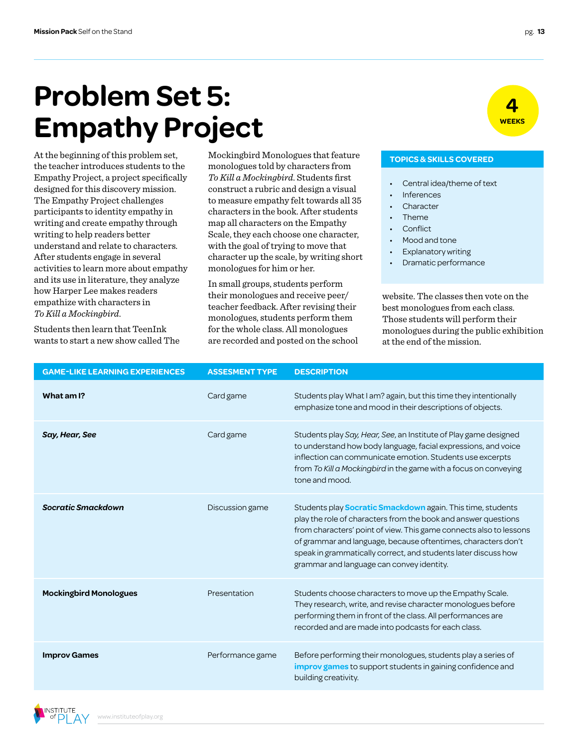# Problem Set 5: Empathy Project

**4 WEEKS**

At the beginning of this problem set, the teacher introduces students to the Empathy Project, a project specifically designed for this discovery mission. The Empathy Project challenges participants to identity empathy in writing and create empathy through writing to help readers better understand and relate to characters. After students engage in several activities to learn more about empathy and its use in literature, they analyze how Harper Lee makes readers empathize with characters in *To Kill a Mockingbird*.

Students then learn that TeenInk wants to start a new show called The Mockingbird Monologues that feature monologues told by characters from *To Kill a Mockingbird*. Students first construct a rubric and design a visual to measure empathy felt towards all 35 characters in the book. After students map all characters on the Empathy Scale, they each choose one character, with the goal of trying to move that character up the scale, by writing short monologues for him or her.

In small groups, students perform their monologues and receive peer/teacher feedback. After revising their monologues, students perform them for the whole class. All monologues are recorded and posted on the school website. The classes then vote on the best monologues from each class. Those students will perform their monologues during the public exhibition at the end of the mission.

**TOPICS & SKILLS COVERED**

- Central idea/theme of text
- Inferences
- Character
- Theme
- Conflict
- Mood and tone
- Explanatory writing
- Dramatic performance

| GAME-LIKE LEARNING EXPERIENCES | ASSESMENT TYPE | DESCRIPTION |
|---|---|---|
| **What am I?** | Card game | Students play What I am? again, but this time they intentionally emphasize tone and mood in their descriptions of objects. |
| ***Say, Hear, See*** | Card game | Students play *Say, Hear, See*, an Institute of Play game designed to understand how body language, facial expressions, and voice inflection can communicate emotion. Students use excerpts from *To Kill a Mockingbird* in the game with a focus on conveying tone and mood. |
| ***Socratic Smackdown*** | Discussion game | Students play **Socratic Smackdown** again. This time, students play the role of characters from the book and answer questions from characters' point of view. This game connects also to lessons of grammar and language, because oftentimes, characters don't speak in grammatically correct, and students later discuss how grammar and language can convey identity. |
| **Mockingbird Monologues** | Presentation | Students choose characters to move up the Empathy Scale. They research, write, and revise character monologues before performing them in front of the class. All performances are recorded and are made into podcasts for each class. |
| **Improv Games** | Performance game | Before performing their monologues, students play a series of **improv games** to support students in gaining confidence and building creativity. |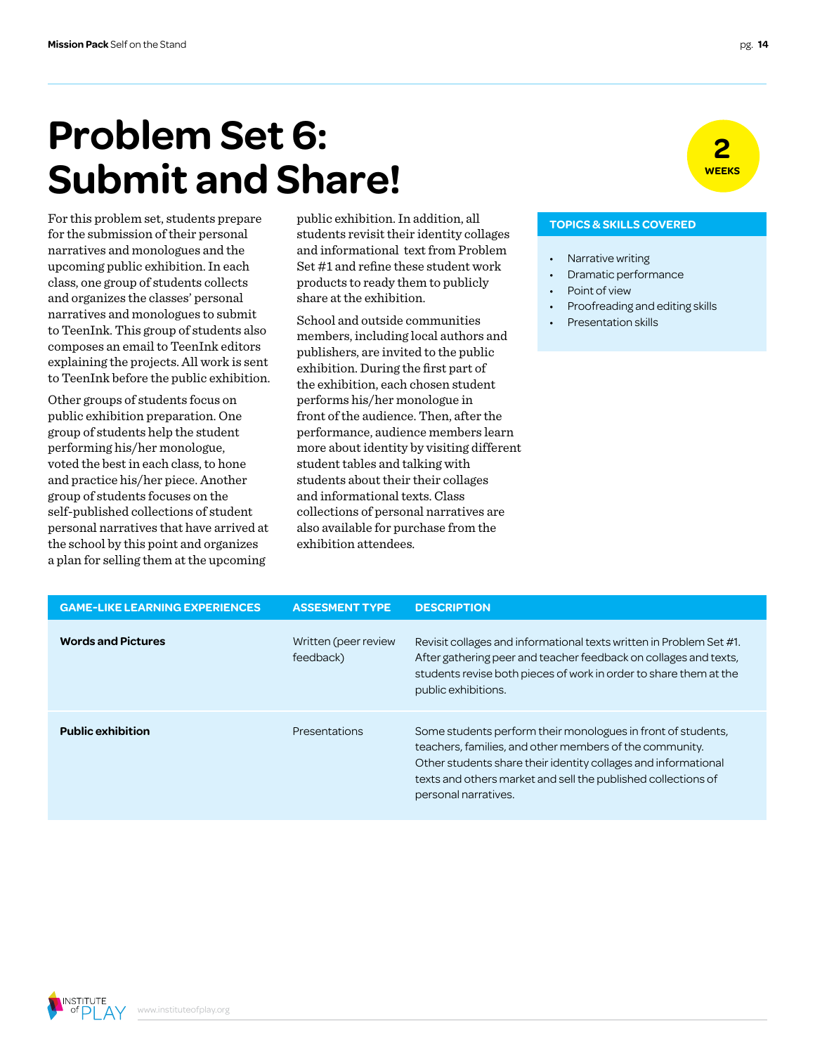# Problem Set 6: Submit and Share!

2 WEEKS

For this problem set, students prepare for the submission of their personal narratives and monologues and the upcoming public exhibition. In each class, one group of students collects and organizes the classes' personal narratives and monologues to submit to TeenInk. This group of students also composes an email to TeenInk editors explaining the projects. All work is sent to TeenInk before the public exhibition.

Other groups of students focus on public exhibition preparation. One group of students help the student performing his/her monologue, voted the best in each class, to hone and practice his/her piece. Another group of students focuses on the self-published collections of student personal narratives that have arrived at the school by this point and organizes a plan for selling them at the upcoming public exhibition. In addition, all students revisit their identity collages and informational text from Problem Set #1 and refine these student work products to ready them to publicly share at the exhibition.

School and outside communities members, including local authors and publishers, are invited to the public exhibition. During the first part of the exhibition, each chosen student performs his/her monologue in front of the audience. Then, after the performance, audience members learn more about identity by visiting different student tables and talking with students about their their collages and informational texts. Class collections of personal narratives are also available for purchase from the exhibition attendees.

**TOPICS & SKILLS COVERED**

- Narrative writing
- Dramatic performance
- Point of view
- Proofreading and editing skills
- Presentation skills

| GAME-LIKE LEARNING EXPERIENCES | ASSESMENT TYPE | DESCRIPTION |
| --- | --- | --- |
| **Words and Pictures** | Written (peer review feedback) | Revisit collages and informational texts written in Problem Set #1. After gathering peer and teacher feedback on collages and texts, students revise both pieces of work in order to share them at the public exhibitions. |
| **Public exhibition** | Presentations | Some students perform their monologues in front of students, teachers, families, and other members of the community. Other students share their identity collages and informational texts and others market and sell the published collections of personal narratives. |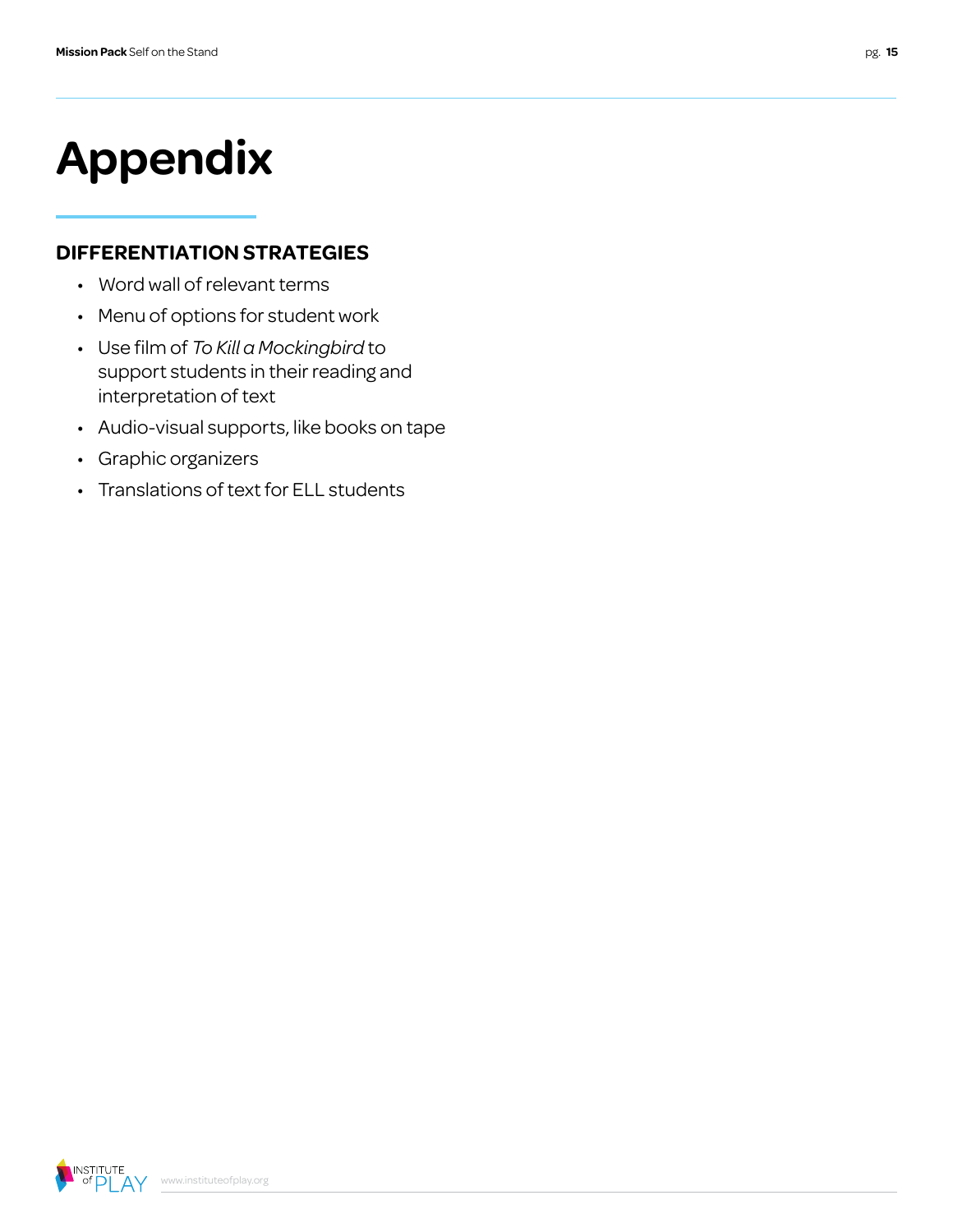# Appendix

## DIFFERENTIATION STRATEGIES

- Word wall of relevant terms
- Menu of options for student work
- Use film of *To Kill a Mockingbird* to support students in their reading and interpretation of text
- Audio-visual supports, like books on tape
- Graphic organizers
- Translations of text for ELL students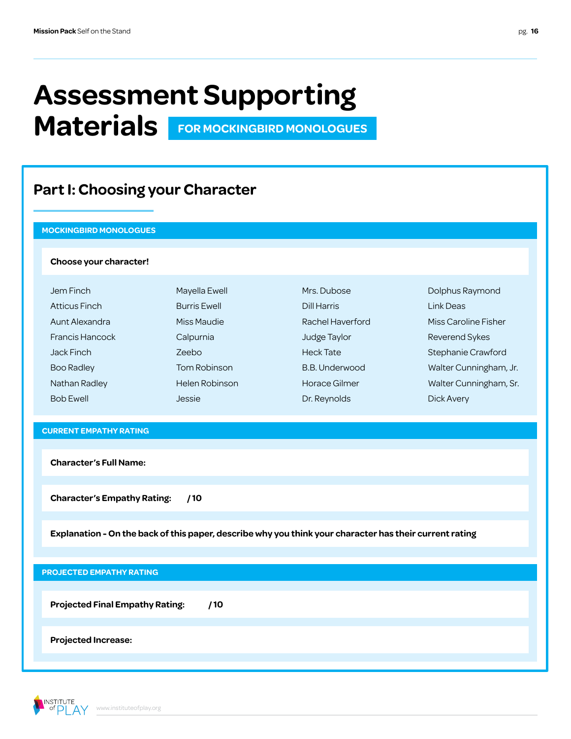# Assessment Supporting Materials FOR MOCKINGBIRD MONOLOGUES

## Part I: Choosing your Character

### MOCKINGBIRD MONOLOGUES

**Choose your character!**

| | | | |
|---|---|---|---|
| Jem Finch | Mayella Ewell | Mrs. Dubose | Dolphus Raymond |
| Atticus Finch | Burris Ewell | Dill Harris | Link Deas |
| Aunt Alexandra | Miss Maudie | Rachel Haverford | Miss Caroline Fisher |
| Francis Hancock | Calpurnia | Judge Taylor | Reverend Sykes |
| Jack Finch | Zeebo | Heck Tate | Stephanie Crawford |
| Boo Radley | Tom Robinson | B.B. Underwood | Walter Cunningham, Jr. |
| Nathan Radley | Helen Robinson | Horace Gilmer | Walter Cunningham, Sr. |
| Bob Ewell | Jessie | Dr. Reynolds | Dick Avery |

### CURRENT EMPATHY RATING

**Character's Full Name:**

**Character's Empathy Rating:** **/ 10**

**Explanation - On the back of this paper, describe why you think your character has their current rating**

### PROJECTED EMPATHY RATING

**Projected Final Empathy Rating:** **/ 10**

**Projected Increase:**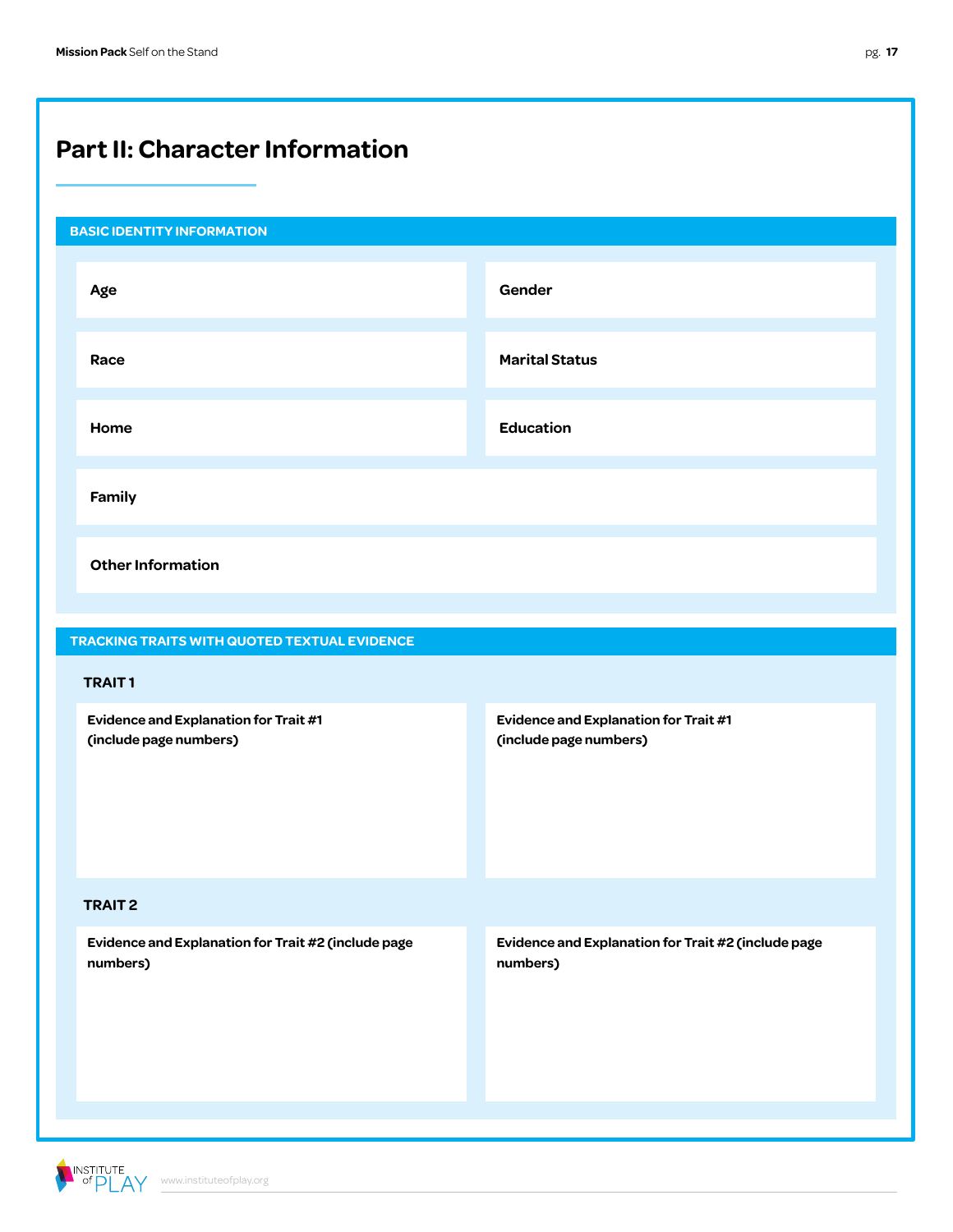# Part II: Character Information

## BASIC IDENTITY INFORMATION

| | |
|---|---|
| **Age** | **Gender** |
| **Race** | **Marital Status** |
| **Home** | **Education** |
| **Family** | |
| **Other Information** | |

## TRACKING TRAITS WITH QUOTED TEXTUAL EVIDENCE

### TRAIT 1

| | |
|---|---|
| **Evidence and Explanation for Trait #1 (include page numbers)** | **Evidence and Explanation for Trait #1 (include page numbers)** |

### TRAIT 2

| | |
|---|---|
| **Evidence and Explanation for Trait #2 (include page numbers)** | **Evidence and Explanation for Trait #2 (include page numbers)** |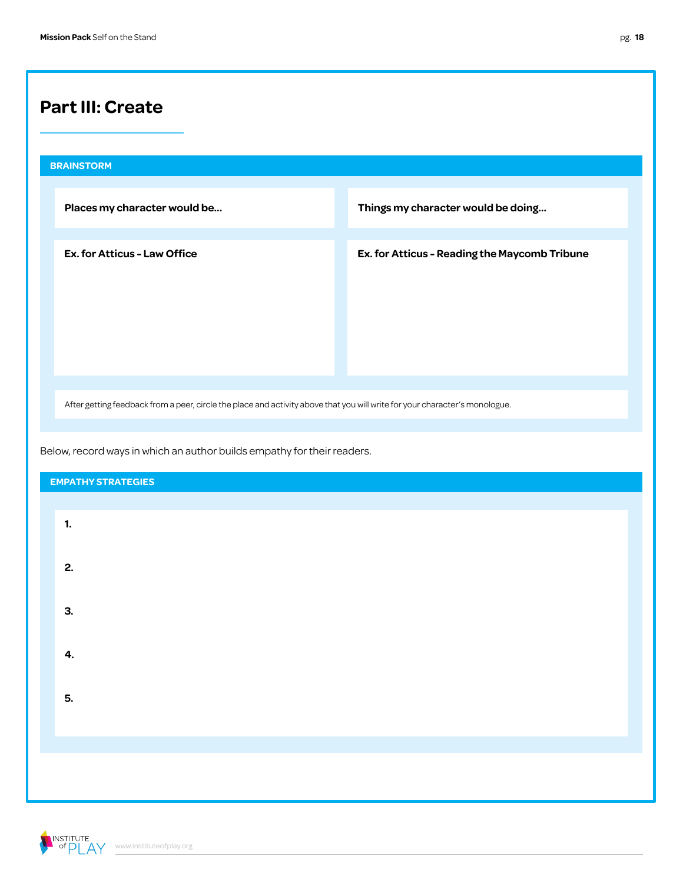# Part III: Create

## BRAINSTORM

| Places my character would be... | Things my character would be doing... |
| --- | --- |
| **Ex. for Atticus - Law Office** | **Ex. for Atticus - Reading the Maycomb Tribune** |

After getting feedback from a peer, circle the place and activity above that you will write for your character's monologue.

Below, record ways in which an author builds empathy for their readers.

## EMPATHY STRATEGIES

**1.**

**2.**

**3.**

**4.**

**5.**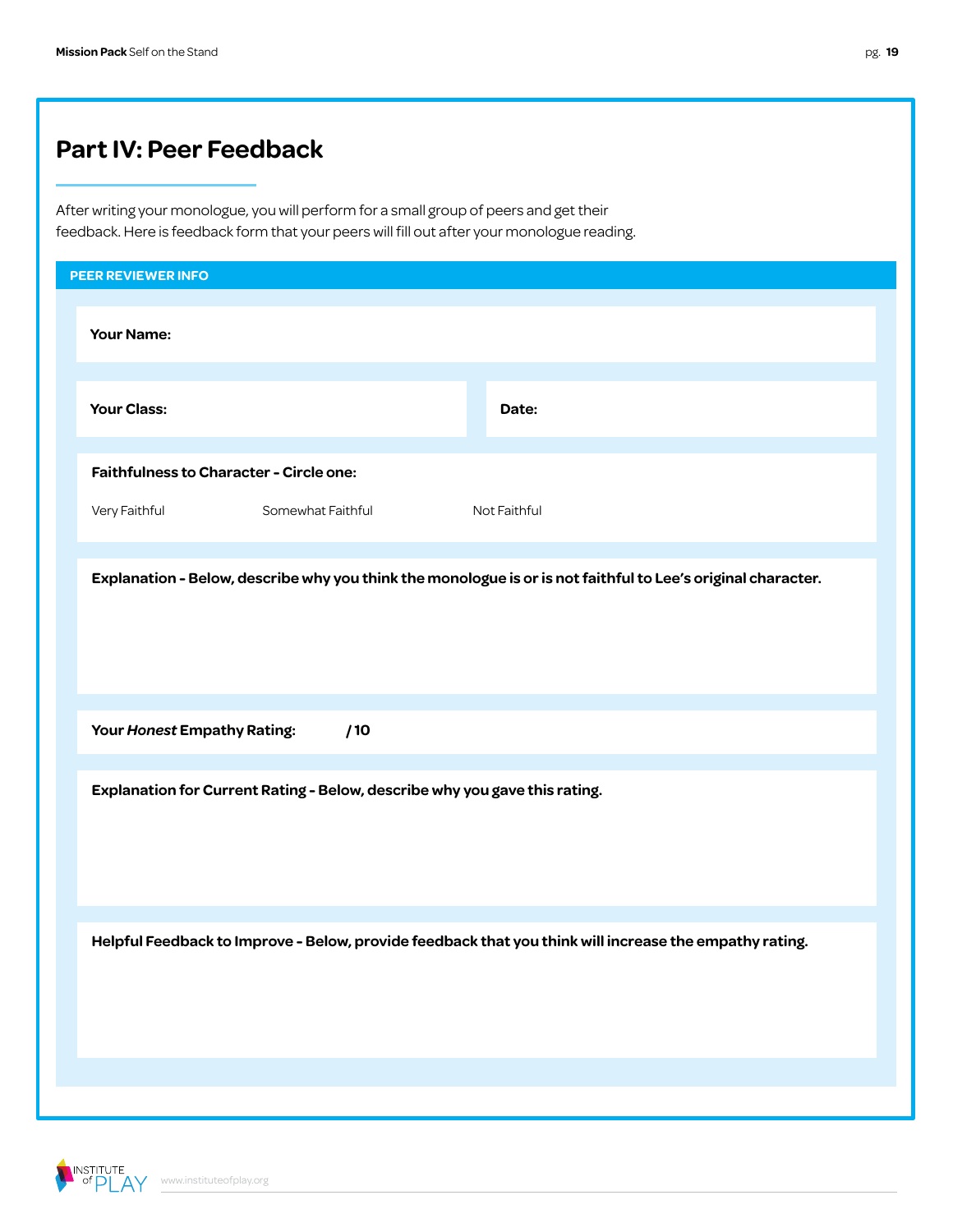# Part IV: Peer Feedback

After writing your monologue, you will perform for a small group of peers and get their feedback. Here is feedback form that your peers will fill out after your monologue reading.

## PEER REVIEWER INFO

**Your Name:**

**Your Class:**

**Date:**

**Faithfulness to Character - Circle one:**

Very Faithful     Somewhat Faithful     Not Faithful

**Explanation - Below, describe why you think the monologue is or is not faithful to Lee's original character.**

**Your *Honest* Empathy Rating:**      **/ 10**

**Explanation for Current Rating - Below, describe why you gave this rating.**

**Helpful Feedback to Improve - Below, provide feedback that you think will increase the empathy rating.**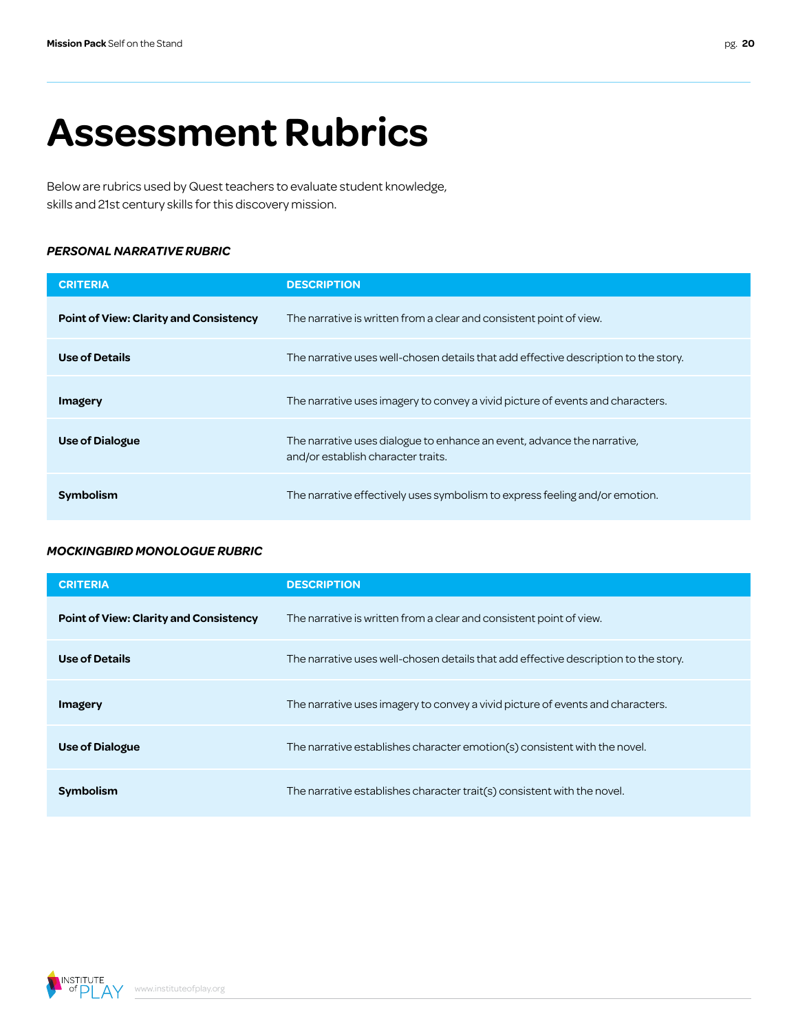# Assessment Rubrics

Below are rubrics used by Quest teachers to evaluate student knowledge, skills and 21st century skills for this discovery mission.

***PERSONAL NARRATIVE RUBRIC***

| CRITERIA | DESCRIPTION |
|---|---|
| **Point of View: Clarity and Consistency** | The narrative is written from a clear and consistent point of view. |
| **Use of Details** | The narrative uses well-chosen details that add effective description to the story. |
| **Imagery** | The narrative uses imagery to convey a vivid picture of events and characters. |
| **Use of Dialogue** | The narrative uses dialogue to enhance an event, advance the narrative, and/or establish character traits. |
| **Symbolism** | The narrative effectively uses symbolism to express feeling and/or emotion. |

***MOCKINGBIRD MONOLOGUE RUBRIC***

| CRITERIA | DESCRIPTION |
|---|---|
| **Point of View: Clarity and Consistency** | The narrative is written from a clear and consistent point of view. |
| **Use of Details** | The narrative uses well-chosen details that add effective description to the story. |
| **Imagery** | The narrative uses imagery to convey a vivid picture of events and characters. |
| **Use of Dialogue** | The narrative establishes character emotion(s) consistent with the novel. |
| **Symbolism** | The narrative establishes character trait(s) consistent with the novel. |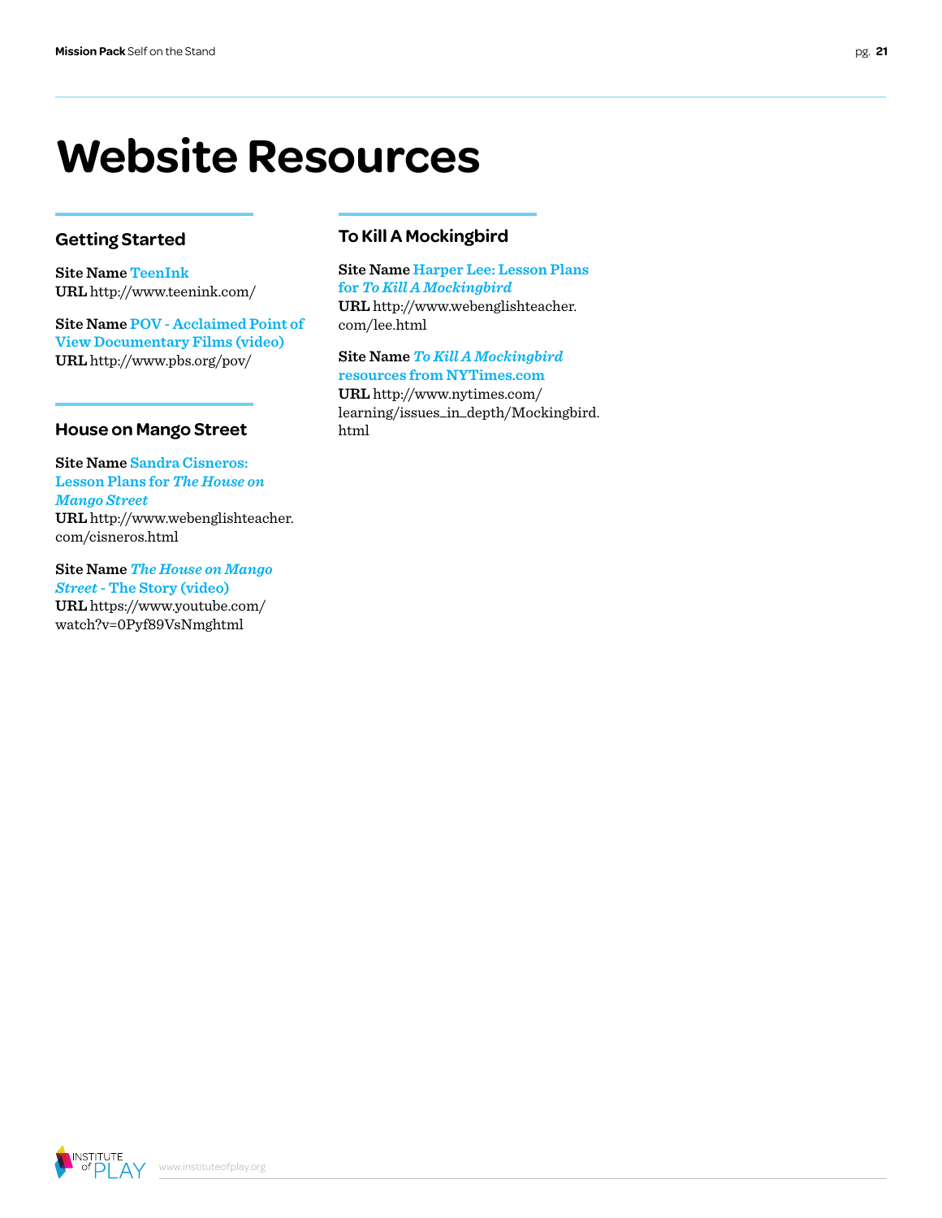# Website Resources

### Getting Started

**Site Name** TeenInk
**URL** http://www.teenink.com/

**Site Name** POV - Acclaimed Point of View Documentary Films (video)
**URL** http://www.pbs.org/pov/

### House on Mango Street

**Site Name** Sandra Cisneros: Lesson Plans for *The House on Mango Street*
**URL** http://www.webenglishteacher.com/cisneros.html

**Site Name** *The House on Mango Street* - The Story (video)
**URL** https://www.youtube.com/watch?v=0Pyf89VsNmghtml

### To Kill A Mockingbird

**Site Name** Harper Lee: Lesson Plans for *To Kill A Mockingbird*
**URL** http://www.webenglishteacher.com/lee.html

**Site Name** *To Kill A Mockingbird* resources from NYTimes.com
**URL** http://www.nytimes.com/learning/issues_in_depth/Mockingbird.html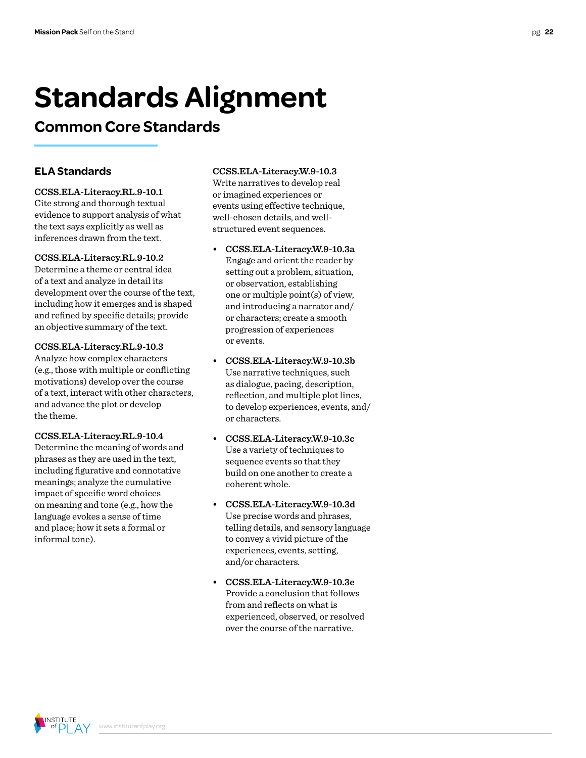# Standards Alignment

## Common Core Standards

### ELA Standards

**CCSS.ELA-Literacy.RL.9-10.1**
Cite strong and thorough textual evidence to support analysis of what the text says explicitly as well as inferences drawn from the text.

**CCSS.ELA-Literacy.RL.9-10.2**
Determine a theme or central idea of a text and analyze in detail its development over the course of the text, including how it emerges and is shaped and refined by specific details; provide an objective summary of the text.

**CCSS.ELA-Literacy.RL.9-10.3**
Analyze how complex characters (e.g., those with multiple or conflicting motivations) develop over the course of a text, interact with other characters, and advance the plot or develop the theme.

**CCSS.ELA-Literacy.RL.9-10.4**
Determine the meaning of words and phrases as they are used in the text, including figurative and connotative meanings; analyze the cumulative impact of specific word choices on meaning and tone (e.g., how the language evokes a sense of time and place; how it sets a formal or informal tone).

**CCSS.ELA-Literacy.W.9-10.3**
Write narratives to develop real or imagined experiences or events using effective technique, well-chosen details, and well-structured event sequences.

- **CCSS.ELA-Literacy.W.9-10.3a**
  Engage and orient the reader by setting out a problem, situation, or observation, establishing one or multiple point(s) of view, and introducing a narrator and/or characters; create a smooth progression of experiences or events.
- **CCSS.ELA-Literacy.W.9-10.3b**
  Use narrative techniques, such as dialogue, pacing, description, reflection, and multiple plot lines, to develop experiences, events, and/or characters.
- **CCSS.ELA-Literacy.W.9-10.3c**
  Use a variety of techniques to sequence events so that they build on one another to create a coherent whole.
- **CCSS.ELA-Literacy.W.9-10.3d**
  Use precise words and phrases, telling details, and sensory language to convey a vivid picture of the experiences, events, setting, and/or characters.
- **CCSS.ELA-Literacy.W.9-10.3e**
  Provide a conclusion that follows from and reflects on what is experienced, observed, or resolved over the course of the narrative.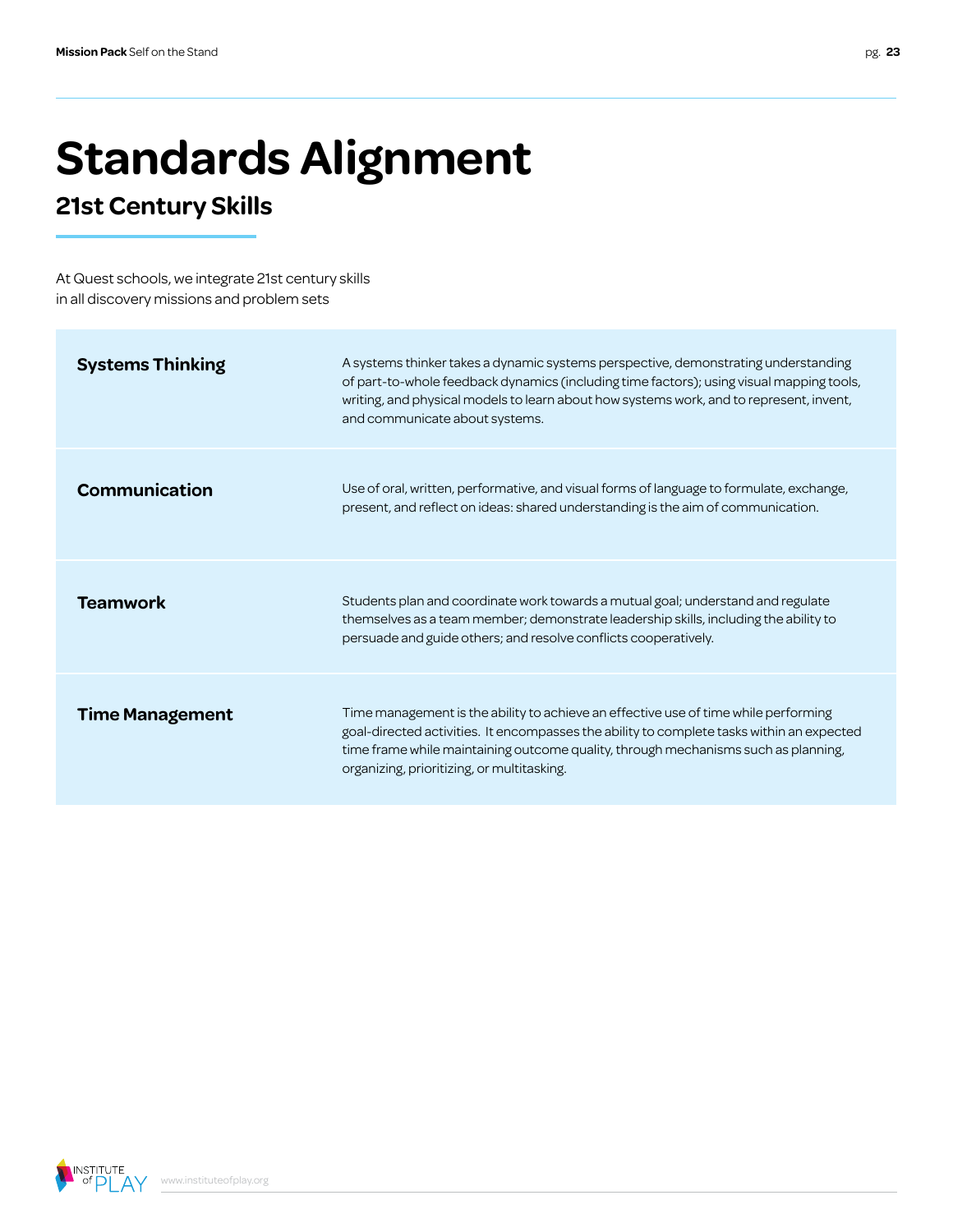# Standards Alignment

## 21st Century Skills

At Quest schools, we integrate 21st century skills in all discovery missions and problem sets

| | |
|---|---|
| **Systems Thinking** | A systems thinker takes a dynamic systems perspective, demonstrating understanding of part-to-whole feedback dynamics (including time factors); using visual mapping tools, writing, and physical models to learn about how systems work, and to represent, invent, and communicate about systems. |
| **Communication** | Use of oral, written, performative, and visual forms of language to formulate, exchange, present, and reflect on ideas: shared understanding is the aim of communication. |
| **Teamwork** | Students plan and coordinate work towards a mutual goal; understand and regulate themselves as a team member; demonstrate leadership skills, including the ability to persuade and guide others; and resolve conflicts cooperatively. |
| **Time Management** | Time management is the ability to achieve an effective use of time while performing goal-directed activities. It encompasses the ability to complete tasks within an expected time frame while maintaining outcome quality, through mechanisms such as planning, organizing, prioritizing, or multitasking. |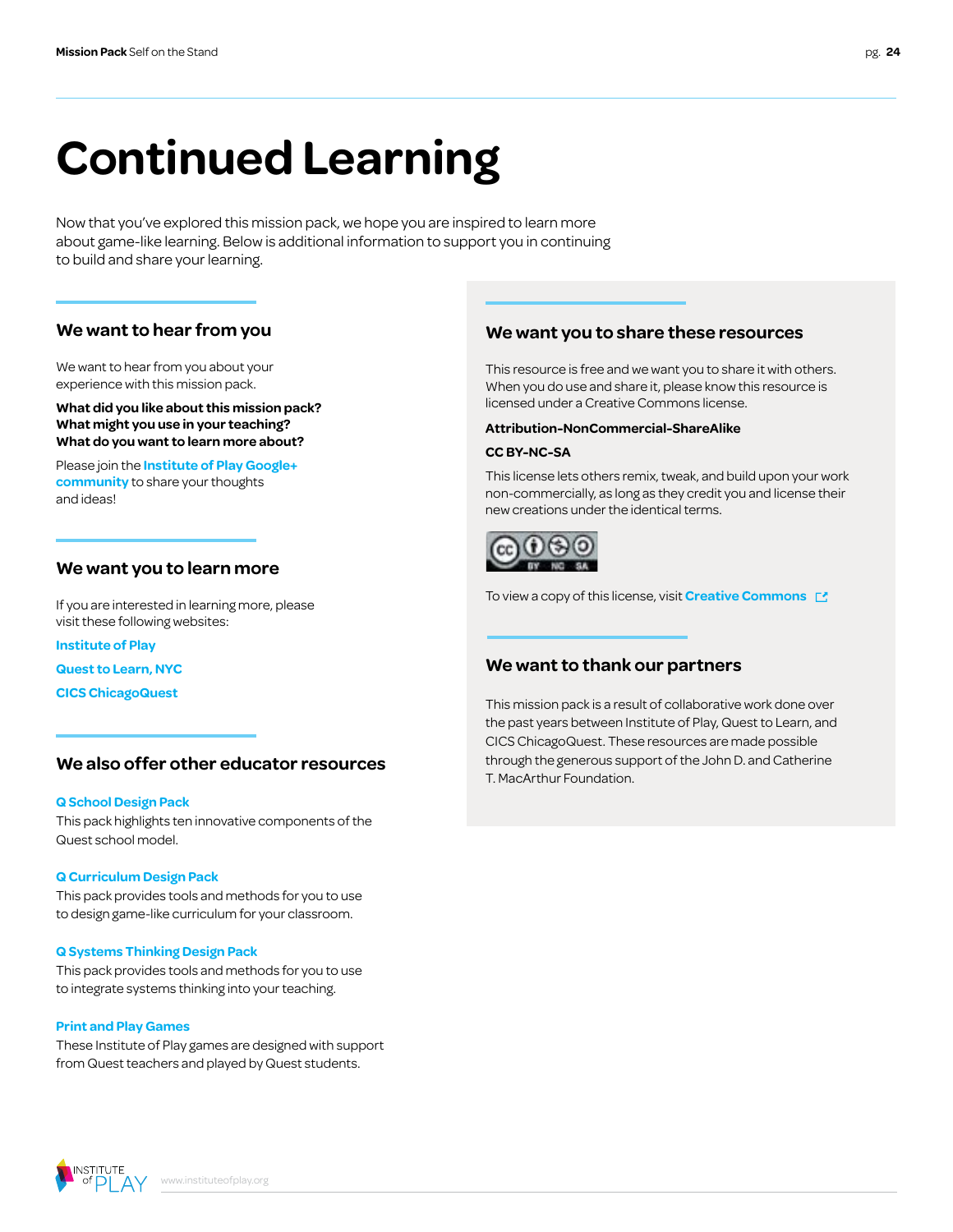# Continued Learning

Now that you've explored this mission pack, we hope you are inspired to learn more about game-like learning. Below is additional information to support you in continuing to build and share your learning.

## We want to hear from you

We want to hear from you about your experience with this mission pack.

**What did you like about this mission pack?**
**What might you use in your teaching?**
**What do you want to learn more about?**

Please join the **Institute of Play Google+ community** to share your thoughts and ideas!

## We want you to learn more

If you are interested in learning more, please visit these following websites:

**Institute of Play**

**Quest to Learn, NYC**

**CICS ChicagoQuest**

## We also offer other educator resources

**Q School Design Pack**
This pack highlights ten innovative components of the Quest school model.

**Q Curriculum Design Pack**
This pack provides tools and methods for you to use to design game-like curriculum for your classroom.

**Q Systems Thinking Design Pack**
This pack provides tools and methods for you to use to integrate systems thinking into your teaching.

**Print and Play Games**
These Institute of Play games are designed with support from Quest teachers and played by Quest students.

## We want you to share these resources

This resource is free and we want you to share it with others. When you do use and share it, please know this resource is licensed under a Creative Commons license.

**Attribution-NonCommercial-ShareAlike**

**CC BY-NC-SA**

This license lets others remix, tweak, and build upon your work non-commercially, as long as they credit you and license their new creations under the identical terms.

To view a copy of this license, visit **Creative Commons**

## We want to thank our partners

This mission pack is a result of collaborative work done over the past years between Institute of Play, Quest to Learn, and CICS ChicagoQuest. These resources are made possible through the generous support of the John D. and Catherine T. MacArthur Foundation.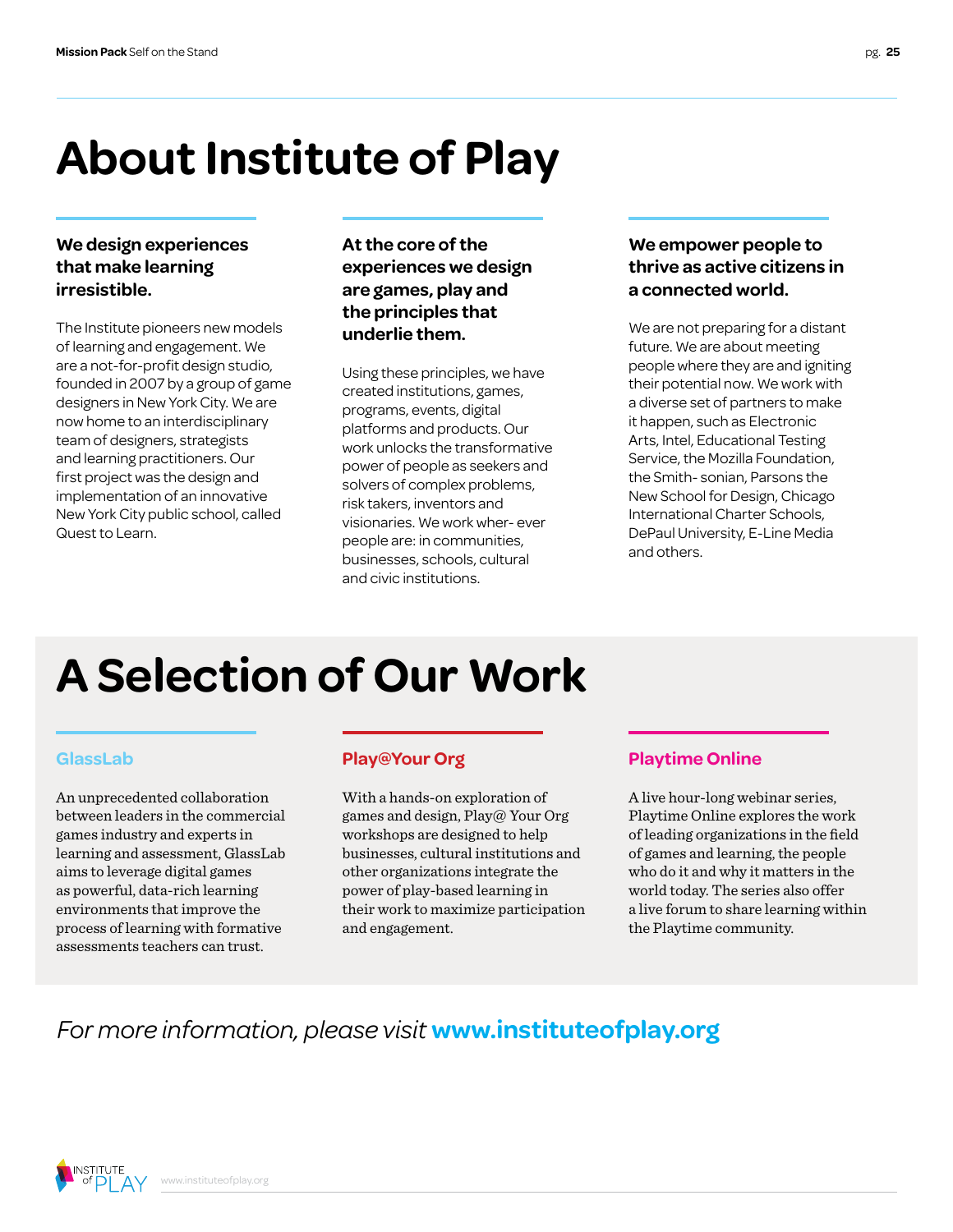# About Institute of Play

### We design experiences that make learning irresistible.

The Institute pioneers new models of learning and engagement. We are a not-for-profit design studio, founded in 2007 by a group of game designers in New York City. We are now home to an interdisciplinary team of designers, strategists and learning practitioners. Our first project was the design and implementation of an innovative New York City public school, called Quest to Learn.

### At the core of the experiences we design are games, play and the principles that underlie them.

Using these principles, we have created institutions, games, programs, events, digital platforms and products. Our work unlocks the transformative power of people as seekers and solvers of complex problems, risk takers, inventors and visionaries. We work wher- ever people are: in communities, businesses, schools, cultural and civic institutions.

### We empower people to thrive as active citizens in a connected world.

We are not preparing for a distant future. We are about meeting people where they are and igniting their potential now. We work with a diverse set of partners to make it happen, such as Electronic Arts, Intel, Educational Testing Service, the Mozilla Foundation, the Smith- sonian, Parsons the New School for Design, Chicago International Charter Schools, DePaul University, E-Line Media and others.

# A Selection of Our Work

### GlassLab

An unprecedented collaboration between leaders in the commercial games industry and experts in learning and assessment, GlassLab aims to leverage digital games as powerful, data-rich learning environments that improve the process of learning with formative assessments teachers can trust.

### Play@Your Org

With a hands-on exploration of games and design, Play@ Your Org workshops are designed to help businesses, cultural institutions and other organizations integrate the power of play-based learning in their work to maximize participation and engagement.

### Playtime Online

A live hour-long webinar series, Playtime Online explores the work of leading organizations in the field of games and learning, the people who do it and why it matters in the world today. The series also offer a live forum to share learning within the Playtime community.

*For more information, please visit* **www.instituteofplay.org**